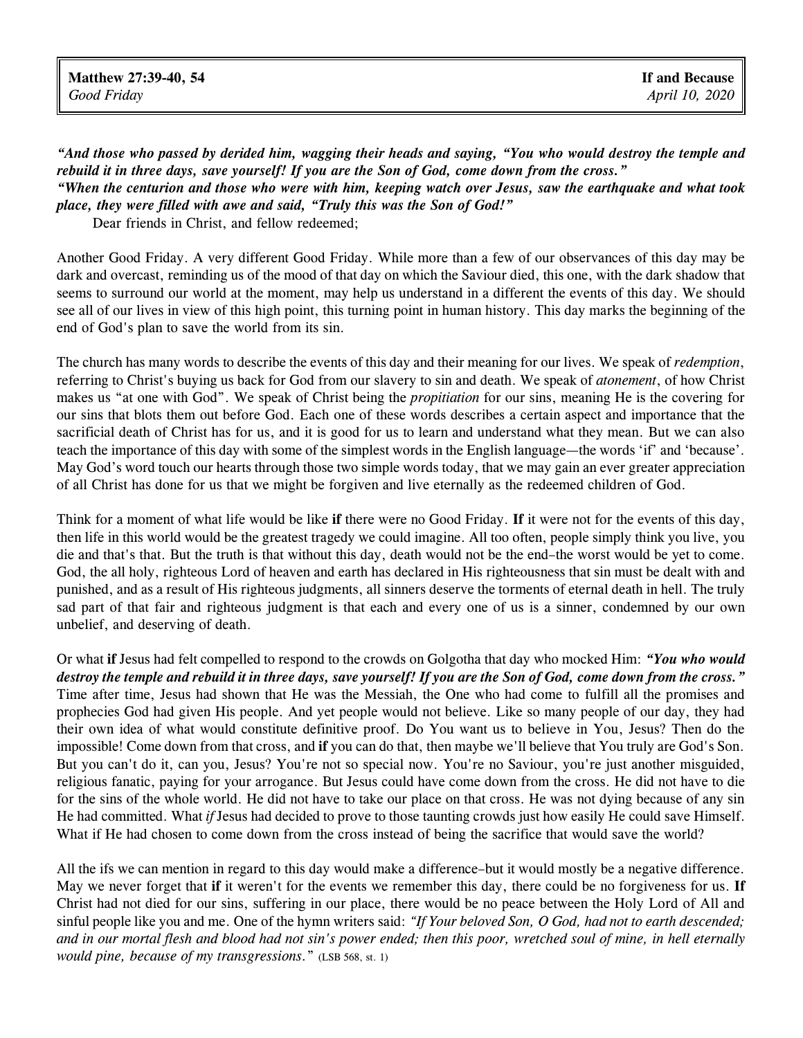**Matthew 27:39-40, 54**
*Good Friday*

**If and Because**
*April 10, 2020*

***"And those who passed by derided him, wagging their heads and saying, "You who would destroy the temple and rebuild it in three days, save yourself! If you are the Son of God, come down from the cross."***
***"When the centurion and those who were with him, keeping watch over Jesus, saw the earthquake and what took place, they were filled with awe and said, "Truly this was the Son of God!"***

Dear friends in Christ, and fellow redeemed;

Another Good Friday. A very different Good Friday. While more than a few of our observances of this day may be dark and overcast, reminding us of the mood of that day on which the Saviour died, this one, with the dark shadow that seems to surround our world at the moment, may help us understand in a different the events of this day. We should see all of our lives in view of this high point, this turning point in human history. This day marks the beginning of the end of God's plan to save the world from its sin.

The church has many words to describe the events of this day and their meaning for our lives. We speak of *redemption*, referring to Christ's buying us back for God from our slavery to sin and death. We speak of *atonement*, of how Christ makes us "at one with God". We speak of Christ being the *propitiation* for our sins, meaning He is the covering for our sins that blots them out before God. Each one of these words describes a certain aspect and importance that the sacrificial death of Christ has for us, and it is good for us to learn and understand what they mean. But we can also teach the importance of this day with some of the simplest words in the English language—the words 'if' and 'because'. May God's word touch our hearts through those two simple words today, that we may gain an ever greater appreciation of all Christ has done for us that we might be forgiven and live eternally as the redeemed children of God.

Think for a moment of what life would be like **if** there were no Good Friday. **If** it were not for the events of this day, then life in this world would be the greatest tragedy we could imagine. All too often, people simply think you live, you die and that's that. But the truth is that without this day, death would not be the end–the worst would be yet to come. God, the all holy, righteous Lord of heaven and earth has declared in His righteousness that sin must be dealt with and punished, and as a result of His righteous judgments, all sinners deserve the torments of eternal death in hell. The truly sad part of that fair and righteous judgment is that each and every one of us is a sinner, condemned by our own unbelief, and deserving of death.

Or what **if** Jesus had felt compelled to respond to the crowds on Golgotha that day who mocked Him: ***"You who would destroy the temple and rebuild it in three days, save yourself! If you are the Son of God, come down from the cross."*** Time after time, Jesus had shown that He was the Messiah, the One who had come to fulfill all the promises and prophecies God had given His people. And yet people would not believe. Like so many people of our day, they had their own idea of what would constitute definitive proof. Do You want us to believe in You, Jesus? Then do the impossible! Come down from that cross, and **if** you can do that, then maybe we'll believe that You truly are God's Son. But you can't do it, can you, Jesus? You're not so special now. You're no Saviour, you're just another misguided, religious fanatic, paying for your arrogance. But Jesus could have come down from the cross. He did not have to die for the sins of the whole world. He did not have to take our place on that cross. He was not dying because of any sin He had committed. What *if* Jesus had decided to prove to those taunting crowds just how easily He could save Himself. What if He had chosen to come down from the cross instead of being the sacrifice that would save the world?

All the ifs we can mention in regard to this day would make a difference–but it would mostly be a negative difference. May we never forget that **if** it weren't for the events we remember this day, there could be no forgiveness for us. **If** Christ had not died for our sins, suffering in our place, there would be no peace between the Holy Lord of All and sinful people like you and me. One of the hymn writers said: *"If Your beloved Son, O God, had not to earth descended; and in our mortal flesh and blood had not sin's power ended; then this poor, wretched soul of mine, in hell eternally would pine, because of my transgressions."* (LSB 568, st. 1)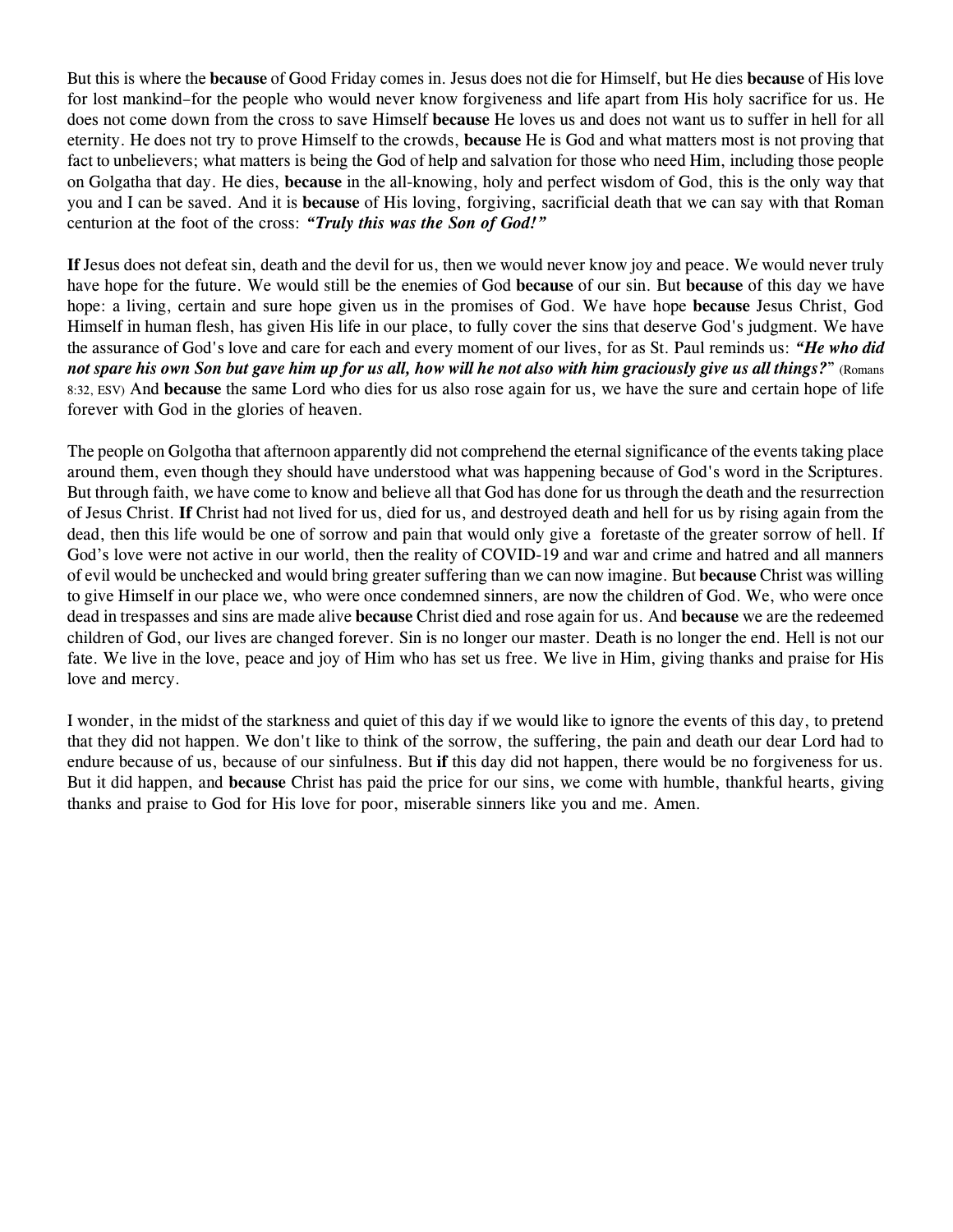But this is where the **because** of Good Friday comes in. Jesus does not die for Himself, but He dies **because** of His love for lost mankind–for the people who would never know forgiveness and life apart from His holy sacrifice for us. He does not come down from the cross to save Himself **because** He loves us and does not want us to suffer in hell for all eternity. He does not try to prove Himself to the crowds, **because** He is God and what matters most is not proving that fact to unbelievers; what matters is being the God of help and salvation for those who need Him, including those people on Golgatha that day. He dies, **because** in the all-knowing, holy and perfect wisdom of God, this is the only way that you and I can be saved. And it is **because** of His loving, forgiving, sacrificial death that we can say with that Roman centurion at the foot of the cross: ***"Truly this was the Son of God!"***

**If** Jesus does not defeat sin, death and the devil for us, then we would never know joy and peace. We would never truly have hope for the future. We would still be the enemies of God **because** of our sin. But **because** of this day we have hope: a living, certain and sure hope given us in the promises of God. We have hope **because** Jesus Christ, God Himself in human flesh, has given His life in our place, to fully cover the sins that deserve God's judgment. We have the assurance of God's love and care for each and every moment of our lives, for as St. Paul reminds us: ***"He who did not spare his own Son but gave him up for us all, how will he not also with him graciously give us all things?"*** (Romans 8:32, ESV) And **because** the same Lord who dies for us also rose again for us, we have the sure and certain hope of life forever with God in the glories of heaven.

The people on Golgotha that afternoon apparently did not comprehend the eternal significance of the events taking place around them, even though they should have understood what was happening because of God's word in the Scriptures. But through faith, we have come to know and believe all that God has done for us through the death and the resurrection of Jesus Christ. **If** Christ had not lived for us, died for us, and destroyed death and hell for us by rising again from the dead, then this life would be one of sorrow and pain that would only give a foretaste of the greater sorrow of hell. If God's love were not active in our world, then the reality of COVID-19 and war and crime and hatred and all manners of evil would be unchecked and would bring greater suffering than we can now imagine. But **because** Christ was willing to give Himself in our place we, who were once condemned sinners, are now the children of God. We, who were once dead in trespasses and sins are made alive **because** Christ died and rose again for us. And **because** we are the redeemed children of God, our lives are changed forever. Sin is no longer our master. Death is no longer the end. Hell is not our fate. We live in the love, peace and joy of Him who has set us free. We live in Him, giving thanks and praise for His love and mercy.

I wonder, in the midst of the starkness and quiet of this day if we would like to ignore the events of this day, to pretend that they did not happen. We don't like to think of the sorrow, the suffering, the pain and death our dear Lord had to endure because of us, because of our sinfulness. But **if** this day did not happen, there would be no forgiveness for us. But it did happen, and **because** Christ has paid the price for our sins, we come with humble, thankful hearts, giving thanks and praise to God for His love for poor, miserable sinners like you and me. Amen.